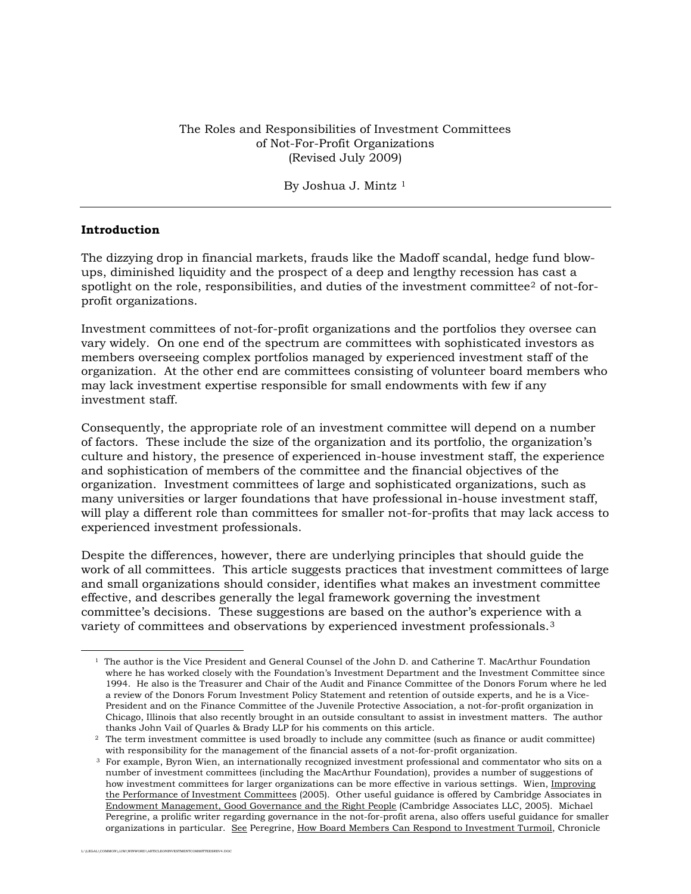The Roles and Responsibilities of Investment Committees
of Not-For-Profit Organizations
(Revised July 2009)

By Joshua J. Mintz [1]

---

## Introduction

The dizzying drop in financial markets, frauds like the Madoff scandal, hedge fund blow-ups, diminished liquidity and the prospect of a deep and lengthy recession has cast a spotlight on the role, responsibilities, and duties of the investment committee[2] of not-for-profit organizations.

Investment committees of not-for-profit organizations and the portfolios they oversee can vary widely. On one end of the spectrum are committees with sophisticated investors as members overseeing complex portfolios managed by experienced investment staff of the organization. At the other end are committees consisting of volunteer board members who may lack investment expertise responsible for small endowments with few if any investment staff.

Consequently, the appropriate role of an investment committee will depend on a number of factors. These include the size of the organization and its portfolio, the organization's culture and history, the presence of experienced in-house investment staff, the experience and sophistication of members of the committee and the financial objectives of the organization. Investment committees of large and sophisticated organizations, such as many universities or larger foundations that have professional in-house investment staff, will play a different role than committees for smaller not-for-profits that may lack access to experienced investment professionals.

Despite the differences, however, there are underlying principles that should guide the work of all committees. This article suggests practices that investment committees of large and small organizations should consider, identifies what makes an investment committee effective, and describes generally the legal framework governing the investment committee's decisions. These suggestions are based on the author's experience with a variety of committees and observations by experienced investment professionals.[3]

---

[1] The author is the Vice President and General Counsel of the John D. and Catherine T. MacArthur Foundation where he has worked closely with the Foundation's Investment Department and the Investment Committee since 1994. He also is the Treasurer and Chair of the Audit and Finance Committee of the Donors Forum where he led a review of the Donors Forum Investment Policy Statement and retention of outside experts, and he is a Vice-President and on the Finance Committee of the Juvenile Protective Association, a not-for-profit organization in Chicago, Illinois that also recently brought in an outside consultant to assist in investment matters. The author thanks John Vail of Quarles & Brady LLP for his comments on this article.

[2] The term investment committee is used broadly to include any committee (such as finance or audit committee) with responsibility for the management of the financial assets of a not-for-profit organization.

[3] For example, Byron Wien, an internationally recognized investment professional and commentator who sits on a number of investment committees (including the MacArthur Foundation), provides a number of suggestions of how investment committees for larger organizations can be more effective in various settings. Wien, Improving the Performance of Investment Committees (2005). Other useful guidance is offered by Cambridge Associates in Endowment Management, Good Governance and the Right People (Cambridge Associates LLC, 2005). Michael Peregrine, a prolific writer regarding governance in the not-for-profit arena, also offers useful guidance for smaller organizations in particular. See Peregrine, How Board Members Can Respond to Investment Turmoil, Chronicle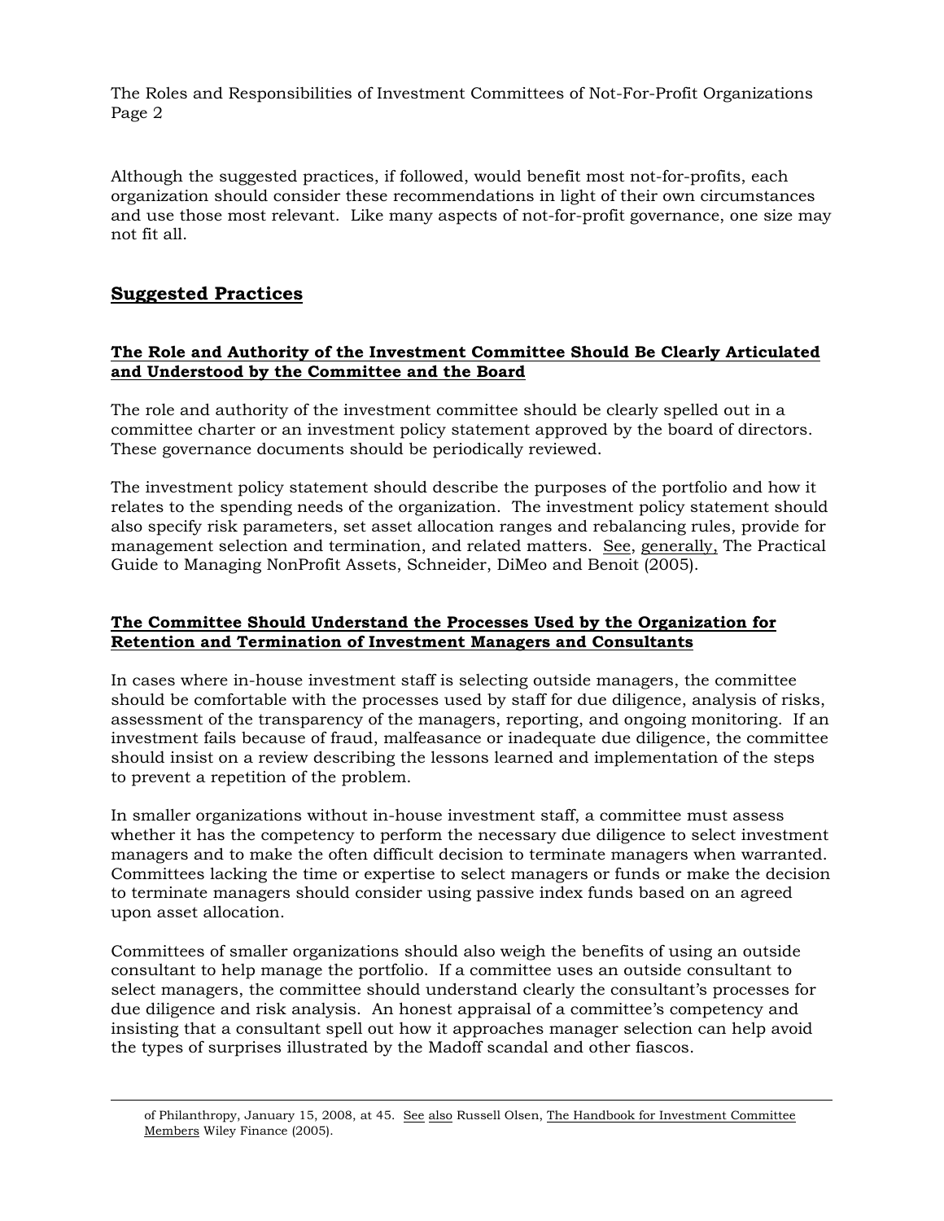Although the suggested practices, if followed, would benefit most not-for-profits, each organization should consider these recommendations in light of their own circumstances and use those most relevant. Like many aspects of not-for-profit governance, one size may not fit all.

## Suggested Practices

### The Role and Authority of the Investment Committee Should Be Clearly Articulated and Understood by the Committee and the Board

The role and authority of the investment committee should be clearly spelled out in a committee charter or an investment policy statement approved by the board of directors. These governance documents should be periodically reviewed.

The investment policy statement should describe the purposes of the portfolio and how it relates to the spending needs of the organization. The investment policy statement should also specify risk parameters, set asset allocation ranges and rebalancing rules, provide for management selection and termination, and related matters. See, generally, The Practical Guide to Managing NonProfit Assets, Schneider, DiMeo and Benoit (2005).

### The Committee Should Understand the Processes Used by the Organization for Retention and Termination of Investment Managers and Consultants

In cases where in-house investment staff is selecting outside managers, the committee should be comfortable with the processes used by staff for due diligence, analysis of risks, assessment of the transparency of the managers, reporting, and ongoing monitoring. If an investment fails because of fraud, malfeasance or inadequate due diligence, the committee should insist on a review describing the lessons learned and implementation of the steps to prevent a repetition of the problem.

In smaller organizations without in-house investment staff, a committee must assess whether it has the competency to perform the necessary due diligence to select investment managers and to make the often difficult decision to terminate managers when warranted. Committees lacking the time or expertise to select managers or funds or make the decision to terminate managers should consider using passive index funds based on an agreed upon asset allocation.

Committees of smaller organizations should also weigh the benefits of using an outside consultant to help manage the portfolio. If a committee uses an outside consultant to select managers, the committee should understand clearly the consultant's processes for due diligence and risk analysis. An honest appraisal of a committee's competency and insisting that a consultant spell out how it approaches manager selection can help avoid the types of surprises illustrated by the Madoff scandal and other fiascos.

---

of Philanthropy, January 15, 2008, at 45. See also Russell Olsen, The Handbook for Investment Committee Members Wiley Finance (2005).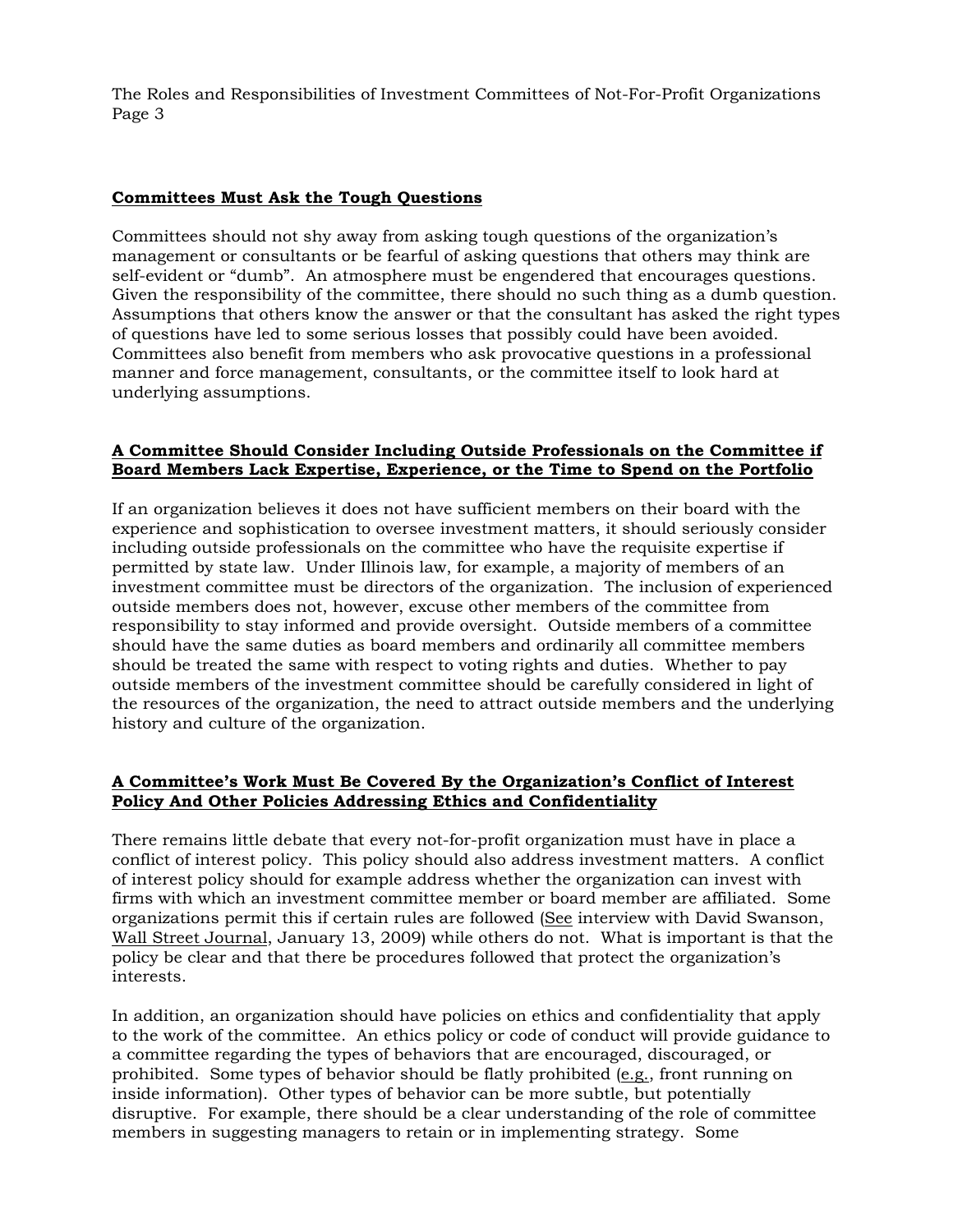**Committees Must Ask the Tough Questions**

Committees should not shy away from asking tough questions of the organization's management or consultants or be fearful of asking questions that others may think are self-evident or "dumb". An atmosphere must be engendered that encourages questions. Given the responsibility of the committee, there should no such thing as a dumb question. Assumptions that others know the answer or that the consultant has asked the right types of questions have led to some serious losses that possibly could have been avoided. Committees also benefit from members who ask provocative questions in a professional manner and force management, consultants, or the committee itself to look hard at underlying assumptions.

**A Committee Should Consider Including Outside Professionals on the Committee if Board Members Lack Expertise, Experience, or the Time to Spend on the Portfolio**

If an organization believes it does not have sufficient members on their board with the experience and sophistication to oversee investment matters, it should seriously consider including outside professionals on the committee who have the requisite expertise if permitted by state law. Under Illinois law, for example, a majority of members of an investment committee must be directors of the organization. The inclusion of experienced outside members does not, however, excuse other members of the committee from responsibility to stay informed and provide oversight. Outside members of a committee should have the same duties as board members and ordinarily all committee members should be treated the same with respect to voting rights and duties. Whether to pay outside members of the investment committee should be carefully considered in light of the resources of the organization, the need to attract outside members and the underlying history and culture of the organization.

**A Committee's Work Must Be Covered By the Organization's Conflict of Interest Policy And Other Policies Addressing Ethics and Confidentiality**

There remains little debate that every not-for-profit organization must have in place a conflict of interest policy. This policy should also address investment matters. A conflict of interest policy should for example address whether the organization can invest with firms with which an investment committee member or board member are affiliated. Some organizations permit this if certain rules are followed (See interview with David Swanson, Wall Street Journal, January 13, 2009) while others do not. What is important is that the policy be clear and that there be procedures followed that protect the organization's interests.

In addition, an organization should have policies on ethics and confidentiality that apply to the work of the committee. An ethics policy or code of conduct will provide guidance to a committee regarding the types of behaviors that are encouraged, discouraged, or prohibited. Some types of behavior should be flatly prohibited (e.g., front running on inside information). Other types of behavior can be more subtle, but potentially disruptive. For example, there should be a clear understanding of the role of committee members in suggesting managers to retain or in implementing strategy. Some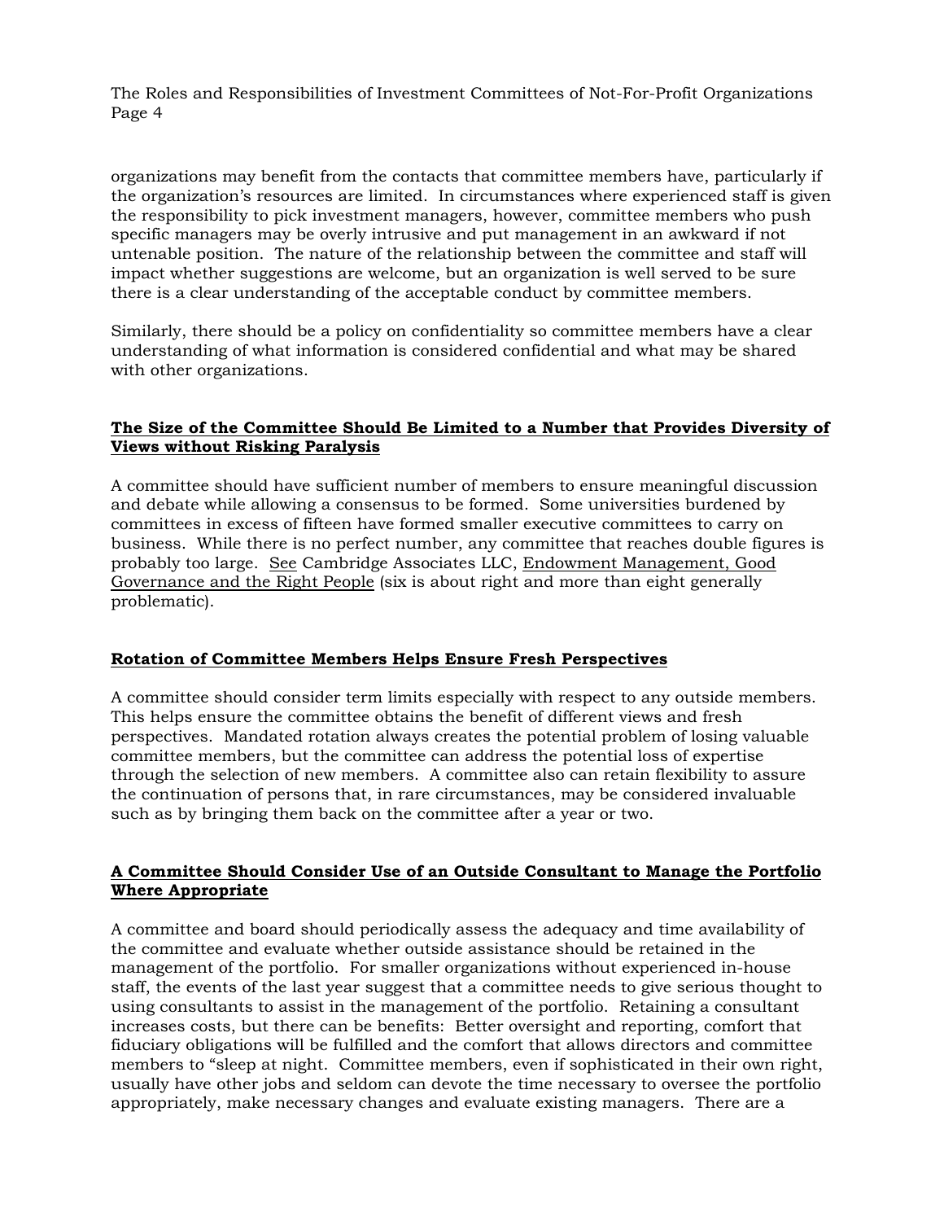organizations may benefit from the contacts that committee members have, particularly if the organization's resources are limited. In circumstances where experienced staff is given the responsibility to pick investment managers, however, committee members who push specific managers may be overly intrusive and put management in an awkward if not untenable position. The nature of the relationship between the committee and staff will impact whether suggestions are welcome, but an organization is well served to be sure there is a clear understanding of the acceptable conduct by committee members.

Similarly, there should be a policy on confidentiality so committee members have a clear understanding of what information is considered confidential and what may be shared with other organizations.

## **The Size of the Committee Should Be Limited to a Number that Provides Diversity of Views without Risking Paralysis**

A committee should have sufficient number of members to ensure meaningful discussion and debate while allowing a consensus to be formed. Some universities burdened by committees in excess of fifteen have formed smaller executive committees to carry on business. While there is no perfect number, any committee that reaches double figures is probably too large. See Cambridge Associates LLC, Endowment Management, Good Governance and the Right People (six is about right and more than eight generally problematic).

## **Rotation of Committee Members Helps Ensure Fresh Perspectives**

A committee should consider term limits especially with respect to any outside members. This helps ensure the committee obtains the benefit of different views and fresh perspectives. Mandated rotation always creates the potential problem of losing valuable committee members, but the committee can address the potential loss of expertise through the selection of new members. A committee also can retain flexibility to assure the continuation of persons that, in rare circumstances, may be considered invaluable such as by bringing them back on the committee after a year or two.

## **A Committee Should Consider Use of an Outside Consultant to Manage the Portfolio Where Appropriate**

A committee and board should periodically assess the adequacy and time availability of the committee and evaluate whether outside assistance should be retained in the management of the portfolio. For smaller organizations without experienced in-house staff, the events of the last year suggest that a committee needs to give serious thought to using consultants to assist in the management of the portfolio. Retaining a consultant increases costs, but there can be benefits: Better oversight and reporting, comfort that fiduciary obligations will be fulfilled and the comfort that allows directors and committee members to "sleep at night. Committee members, even if sophisticated in their own right, usually have other jobs and seldom can devote the time necessary to oversee the portfolio appropriately, make necessary changes and evaluate existing managers. There are a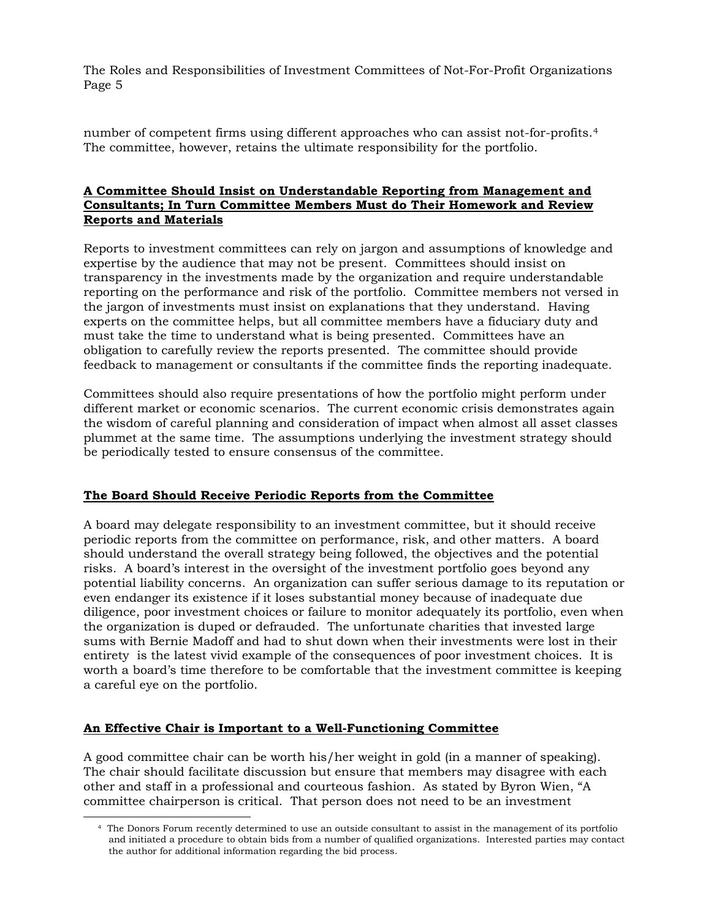number of competent firms using different approaches who can assist not-for-profits.[4] The committee, however, retains the ultimate responsibility for the portfolio.

## **A Committee Should Insist on Understandable Reporting from Management and Consultants; In Turn Committee Members Must do Their Homework and Review Reports and Materials**

Reports to investment committees can rely on jargon and assumptions of knowledge and expertise by the audience that may not be present. Committees should insist on transparency in the investments made by the organization and require understandable reporting on the performance and risk of the portfolio. Committee members not versed in the jargon of investments must insist on explanations that they understand. Having experts on the committee helps, but all committee members have a fiduciary duty and must take the time to understand what is being presented. Committees have an obligation to carefully review the reports presented. The committee should provide feedback to management or consultants if the committee finds the reporting inadequate.

Committees should also require presentations of how the portfolio might perform under different market or economic scenarios. The current economic crisis demonstrates again the wisdom of careful planning and consideration of impact when almost all asset classes plummet at the same time. The assumptions underlying the investment strategy should be periodically tested to ensure consensus of the committee.

## **The Board Should Receive Periodic Reports from the Committee**

A board may delegate responsibility to an investment committee, but it should receive periodic reports from the committee on performance, risk, and other matters. A board should understand the overall strategy being followed, the objectives and the potential risks. A board's interest in the oversight of the investment portfolio goes beyond any potential liability concerns. An organization can suffer serious damage to its reputation or even endanger its existence if it loses substantial money because of inadequate due diligence, poor investment choices or failure to monitor adequately its portfolio, even when the organization is duped or defrauded. The unfortunate charities that invested large sums with Bernie Madoff and had to shut down when their investments were lost in their entirety is the latest vivid example of the consequences of poor investment choices. It is worth a board's time therefore to be comfortable that the investment committee is keeping a careful eye on the portfolio.

## **An Effective Chair is Important to a Well-Functioning Committee**

A good committee chair can be worth his/her weight in gold (in a manner of speaking). The chair should facilitate discussion but ensure that members may disagree with each other and staff in a professional and courteous fashion. As stated by Byron Wien, "A committee chairperson is critical. That person does not need to be an investment

[4] The Donors Forum recently determined to use an outside consultant to assist in the management of its portfolio and initiated a procedure to obtain bids from a number of qualified organizations. Interested parties may contact the author for additional information regarding the bid process.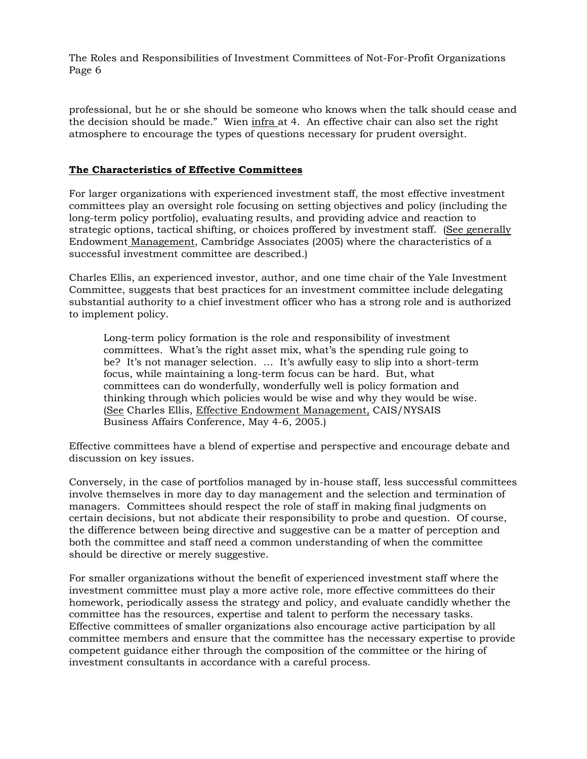professional, but he or she should be someone who knows when the talk should cease and the decision should be made." Wien infra at 4. An effective chair can also set the right atmosphere to encourage the types of questions necessary for prudent oversight.

## **The Characteristics of Effective Committees**

For larger organizations with experienced investment staff, the most effective investment committees play an oversight role focusing on setting objectives and policy (including the long-term policy portfolio), evaluating results, and providing advice and reaction to strategic options, tactical shifting, or choices proffered by investment staff. (See generally Endowment Management, Cambridge Associates (2005) where the characteristics of a successful investment committee are described.)

Charles Ellis, an experienced investor, author, and one time chair of the Yale Investment Committee, suggests that best practices for an investment committee include delegating substantial authority to a chief investment officer who has a strong role and is authorized to implement policy.

> Long-term policy formation is the role and responsibility of investment committees. What's the right asset mix, what's the spending rule going to be? It's not manager selection. ... It's awfully easy to slip into a short-term focus, while maintaining a long-term focus can be hard. But, what committees can do wonderfully, wonderfully well is policy formation and thinking through which policies would be wise and why they would be wise. (See Charles Ellis, Effective Endowment Management, CAIS/NYSAIS Business Affairs Conference, May 4-6, 2005.)

Effective committees have a blend of expertise and perspective and encourage debate and discussion on key issues.

Conversely, in the case of portfolios managed by in-house staff, less successful committees involve themselves in more day to day management and the selection and termination of managers. Committees should respect the role of staff in making final judgments on certain decisions, but not abdicate their responsibility to probe and question. Of course, the difference between being directive and suggestive can be a matter of perception and both the committee and staff need a common understanding of when the committee should be directive or merely suggestive.

For smaller organizations without the benefit of experienced investment staff where the investment committee must play a more active role, more effective committees do their homework, periodically assess the strategy and policy, and evaluate candidly whether the committee has the resources, expertise and talent to perform the necessary tasks. Effective committees of smaller organizations also encourage active participation by all committee members and ensure that the committee has the necessary expertise to provide competent guidance either through the composition of the committee or the hiring of investment consultants in accordance with a careful process.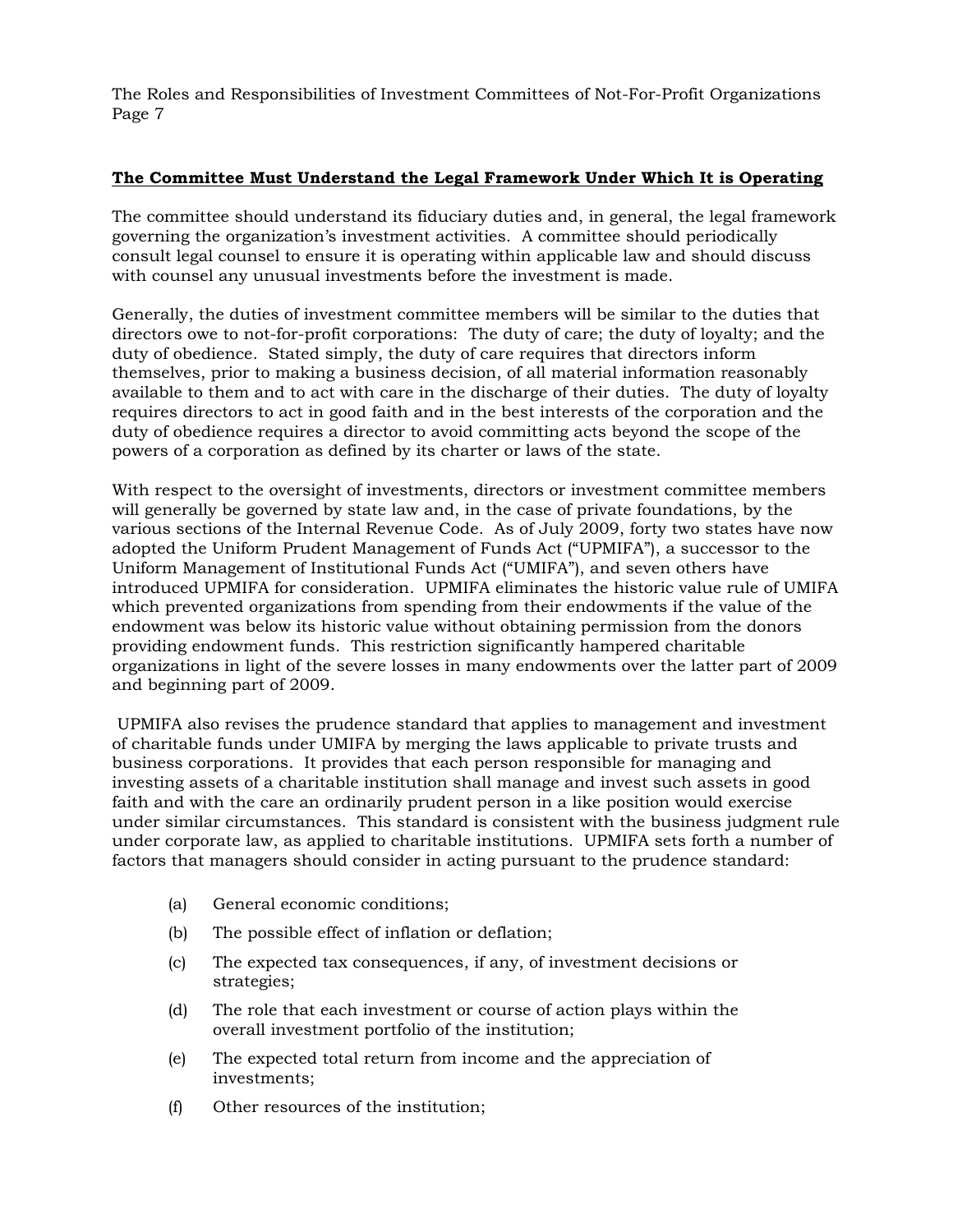## The Committee Must Understand the Legal Framework Under Which It is Operating

The committee should understand its fiduciary duties and, in general, the legal framework governing the organization's investment activities. A committee should periodically consult legal counsel to ensure it is operating within applicable law and should discuss with counsel any unusual investments before the investment is made.

Generally, the duties of investment committee members will be similar to the duties that directors owe to not-for-profit corporations: The duty of care; the duty of loyalty; and the duty of obedience. Stated simply, the duty of care requires that directors inform themselves, prior to making a business decision, of all material information reasonably available to them and to act with care in the discharge of their duties. The duty of loyalty requires directors to act in good faith and in the best interests of the corporation and the duty of obedience requires a director to avoid committing acts beyond the scope of the powers of a corporation as defined by its charter or laws of the state.

With respect to the oversight of investments, directors or investment committee members will generally be governed by state law and, in the case of private foundations, by the various sections of the Internal Revenue Code. As of July 2009, forty two states have now adopted the Uniform Prudent Management of Funds Act ("UPMIFA"), a successor to the Uniform Management of Institutional Funds Act ("UMIFA"), and seven others have introduced UPMIFA for consideration. UPMIFA eliminates the historic value rule of UMIFA which prevented organizations from spending from their endowments if the value of the endowment was below its historic value without obtaining permission from the donors providing endowment funds. This restriction significantly hampered charitable organizations in light of the severe losses in many endowments over the latter part of 2009 and beginning part of 2009.

UPMIFA also revises the prudence standard that applies to management and investment of charitable funds under UMIFA by merging the laws applicable to private trusts and business corporations. It provides that each person responsible for managing and investing assets of a charitable institution shall manage and invest such assets in good faith and with the care an ordinarily prudent person in a like position would exercise under similar circumstances. This standard is consistent with the business judgment rule under corporate law, as applied to charitable institutions. UPMIFA sets forth a number of factors that managers should consider in acting pursuant to the prudence standard:

(a) General economic conditions;

(b) The possible effect of inflation or deflation;

(c) The expected tax consequences, if any, of investment decisions or strategies;

(d) The role that each investment or course of action plays within the overall investment portfolio of the institution;

(e) The expected total return from income and the appreciation of investments;

(f) Other resources of the institution;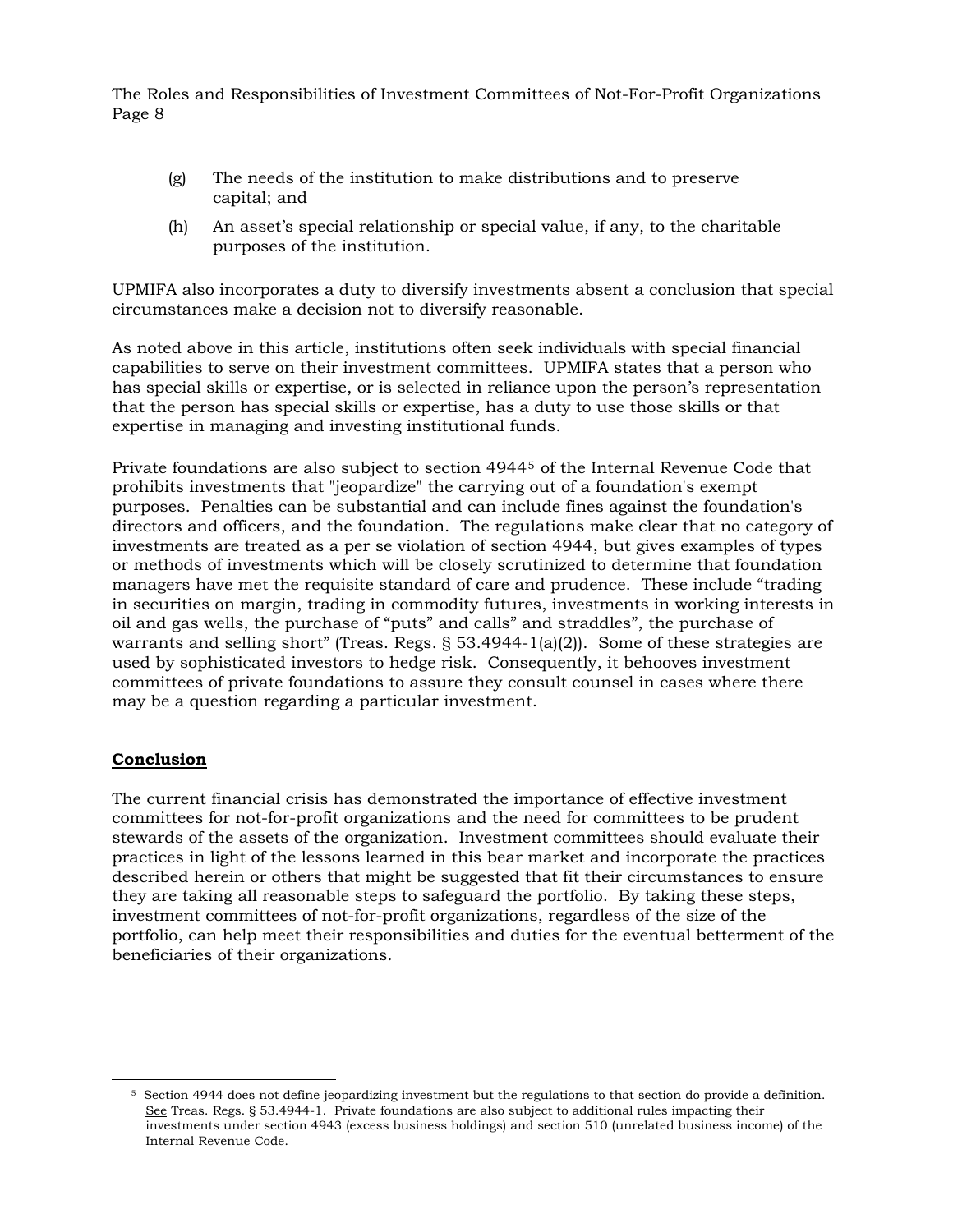(g) The needs of the institution to make distributions and to preserve capital; and

(h) An asset's special relationship or special value, if any, to the charitable purposes of the institution.

UPMIFA also incorporates a duty to diversify investments absent a conclusion that special circumstances make a decision not to diversify reasonable.

As noted above in this article, institutions often seek individuals with special financial capabilities to serve on their investment committees. UPMIFA states that a person who has special skills or expertise, or is selected in reliance upon the person's representation that the person has special skills or expertise, has a duty to use those skills or that expertise in managing and investing institutional funds.

Private foundations are also subject to section 4944[5] of the Internal Revenue Code that prohibits investments that "jeopardize" the carrying out of a foundation's exempt purposes. Penalties can be substantial and can include fines against the foundation's directors and officers, and the foundation. The regulations make clear that no category of investments are treated as a per se violation of section 4944, but gives examples of types or methods of investments which will be closely scrutinized to determine that foundation managers have met the requisite standard of care and prudence. These include "trading in securities on margin, trading in commodity futures, investments in working interests in oil and gas wells, the purchase of "puts" and calls" and straddles", the purchase of warrants and selling short" (Treas. Regs. § 53.4944-1(a)(2)). Some of these strategies are used by sophisticated investors to hedge risk. Consequently, it behooves investment committees of private foundations to assure they consult counsel in cases where there may be a question regarding a particular investment.

## Conclusion

The current financial crisis has demonstrated the importance of effective investment committees for not-for-profit organizations and the need for committees to be prudent stewards of the assets of the organization. Investment committees should evaluate their practices in light of the lessons learned in this bear market and incorporate the practices described herein or others that might be suggested that fit their circumstances to ensure they are taking all reasonable steps to safeguard the portfolio. By taking these steps, investment committees of not-for-profit organizations, regardless of the size of the portfolio, can help meet their responsibilities and duties for the eventual betterment of the beneficiaries of their organizations.

---

[5] Section 4944 does not define jeopardizing investment but the regulations to that section do provide a definition. See Treas. Regs. § 53.4944-1. Private foundations are also subject to additional rules impacting their investments under section 4943 (excess business holdings) and section 510 (unrelated business income) of the Internal Revenue Code.